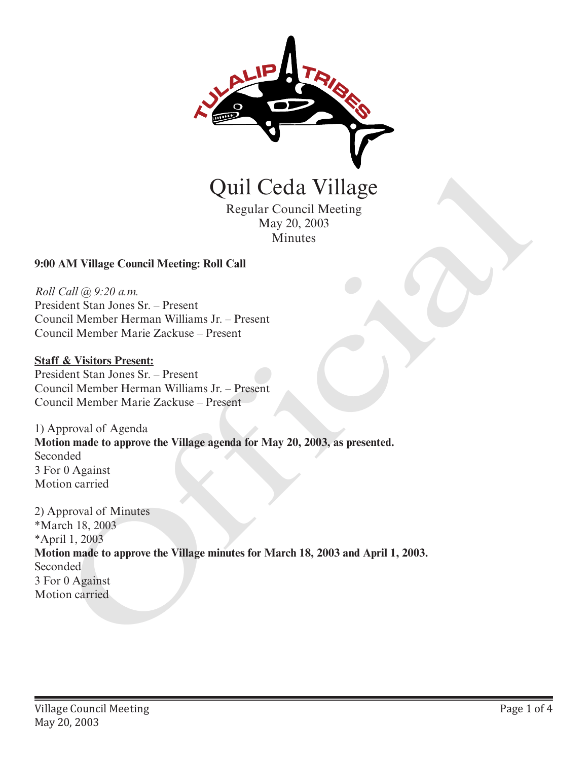# Quil Ceda Village

Regular Council Meeting
May 20, 2003
Minutes

**9:00 AM Village Council Meeting: Roll Call**

*Roll Call @ 9:20 a.m.*
President Stan Jones Sr. – Present
Council Member Herman Williams Jr. – Present
Council Member Marie Zackuse – Present

**Staff & Visitors Present:**
President Stan Jones Sr. – Present
Council Member Herman Williams Jr. – Present
Council Member Marie Zackuse – Present

1) Approval of Agenda
**Motion made to approve the Village agenda for May 20, 2003, as presented.**
Seconded
3 For 0 Against
Motion carried

2) Approval of Minutes
*March 18, 2003
*April 1, 2003
**Motion made to approve the Village minutes for March 18, 2003 and April 1, 2003.**
Seconded
3 For 0 Against
Motion carried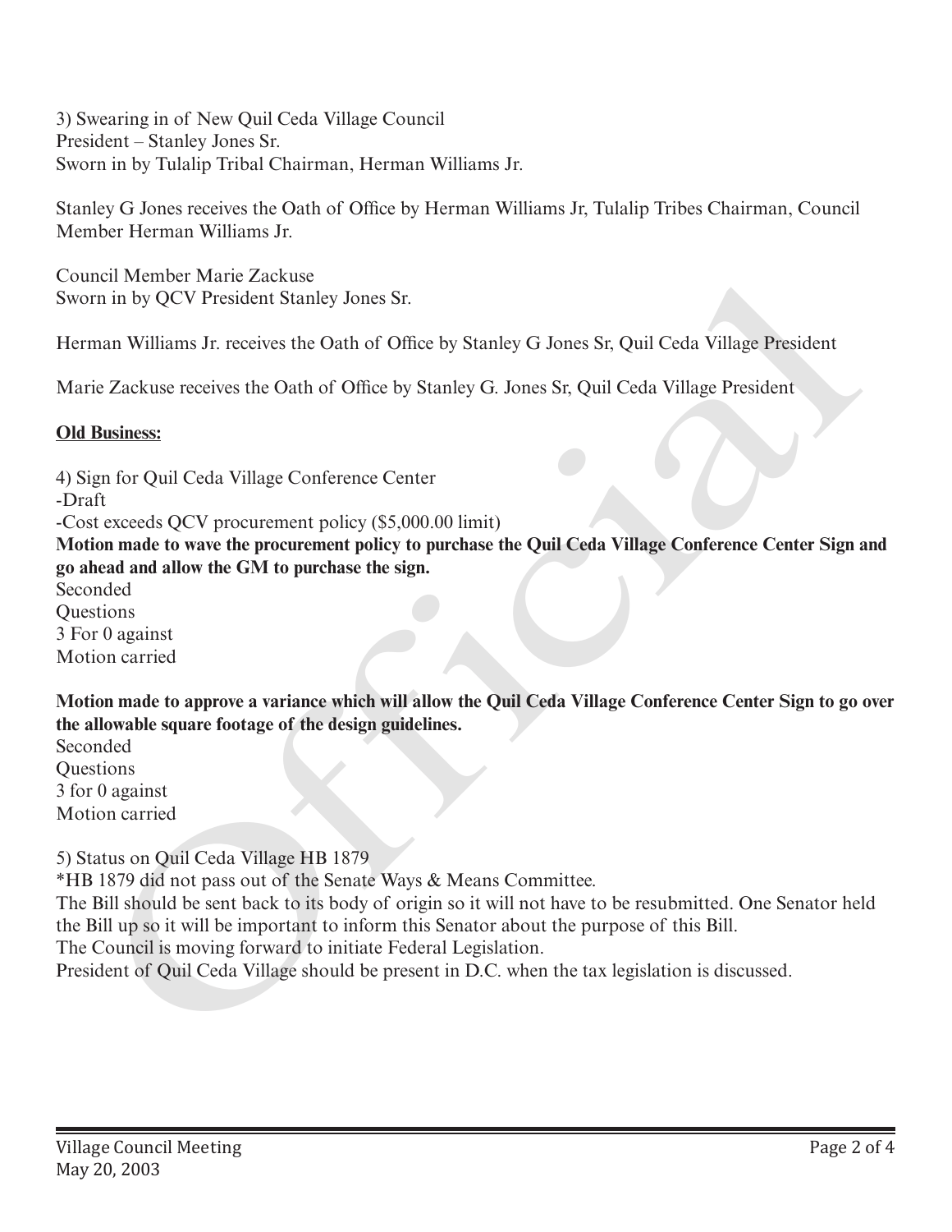3) Swearing in of New Quil Ceda Village Council
President – Stanley Jones Sr.
Sworn in by Tulalip Tribal Chairman, Herman Williams Jr.

Stanley G Jones receives the Oath of Office by Herman Williams Jr, Tulalip Tribes Chairman, Council Member Herman Williams Jr.

Council Member Marie Zackuse
Sworn in by QCV President Stanley Jones Sr.

Herman Williams Jr. receives the Oath of Office by Stanley G Jones Sr, Quil Ceda Village President

Marie Zackuse receives the Oath of Office by Stanley G. Jones Sr, Quil Ceda Village President

**Old Business:**

4) Sign for Quil Ceda Village Conference Center
-Draft
-Cost exceeds QCV procurement policy ($5,000.00 limit)
**Motion made to wave the procurement policy to purchase the Quil Ceda Village Conference Center Sign and go ahead and allow the GM to purchase the sign.**
Seconded
Questions
3 For 0 against
Motion carried

**Motion made to approve a variance which will allow the Quil Ceda Village Conference Center Sign to go over the allowable square footage of the design guidelines.**
Seconded
Questions
3 for 0 against
Motion carried

5) Status on Quil Ceda Village HB 1879
*HB 1879 did not pass out of the Senate Ways & Means Committee.
The Bill should be sent back to its body of origin so it will not have to be resubmitted. One Senator held the Bill up so it will be important to inform this Senator about the purpose of this Bill.
The Council is moving forward to initiate Federal Legislation.
President of Quil Ceda Village should be present in D.C. when the tax legislation is discussed.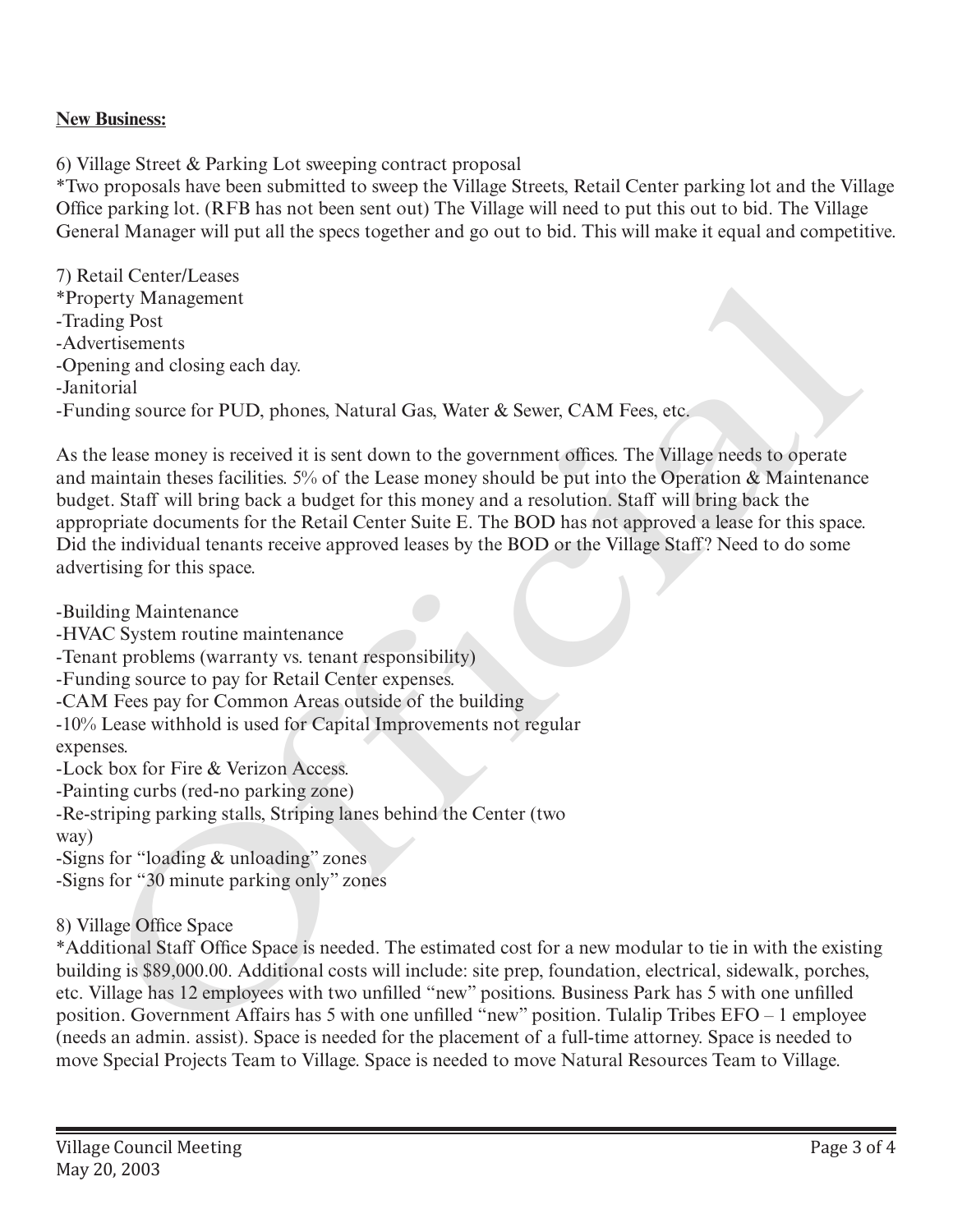**New Business:**

6) Village Street & Parking Lot sweeping contract proposal

*Two proposals have been submitted to sweep the Village Streets, Retail Center parking lot and the Village Office parking lot. (RFB has not been sent out) The Village will need to put this out to bid. The Village General Manager will put all the specs together and go out to bid. This will make it equal and competitive.

7) Retail Center/Leases

*Property Management

-Trading Post

-Advertisements

-Opening and closing each day.

-Janitorial

-Funding source for PUD, phones, Natural Gas, Water & Sewer, CAM Fees, etc.

As the lease money is received it is sent down to the government offices. The Village needs to operate and maintain theses facilities. 5% of the Lease money should be put into the Operation & Maintenance budget. Staff will bring back a budget for this money and a resolution. Staff will bring back the appropriate documents for the Retail Center Suite E. The BOD has not approved a lease for this space. Did the individual tenants receive approved leases by the BOD or the Village Staff? Need to do some advertising for this space.

-Building Maintenance

-HVAC System routine maintenance

-Tenant problems (warranty vs. tenant responsibility)

-Funding source to pay for Retail Center expenses.

-CAM Fees pay for Common Areas outside of the building

-10% Lease withhold is used for Capital Improvements not regular expenses.

-Lock box for Fire & Verizon Access.

-Painting curbs (red-no parking zone)

-Re-striping parking stalls, Striping lanes behind the Center (two way)

-Signs for "loading & unloading" zones

-Signs for "30 minute parking only" zones

8) Village Office Space

*Additional Staff Office Space is needed. The estimated cost for a new modular to tie in with the existing building is $89,000.00. Additional costs will include: site prep, foundation, electrical, sidewalk, porches, etc. Village has 12 employees with two unfilled "new" positions. Business Park has 5 with one unfilled position. Government Affairs has 5 with one unfilled "new" position. Tulalip Tribes EFO – 1 employee (needs an admin. assist). Space is needed for the placement of a full-time attorney. Space is needed to move Special Projects Team to Village. Space is needed to move Natural Resources Team to Village.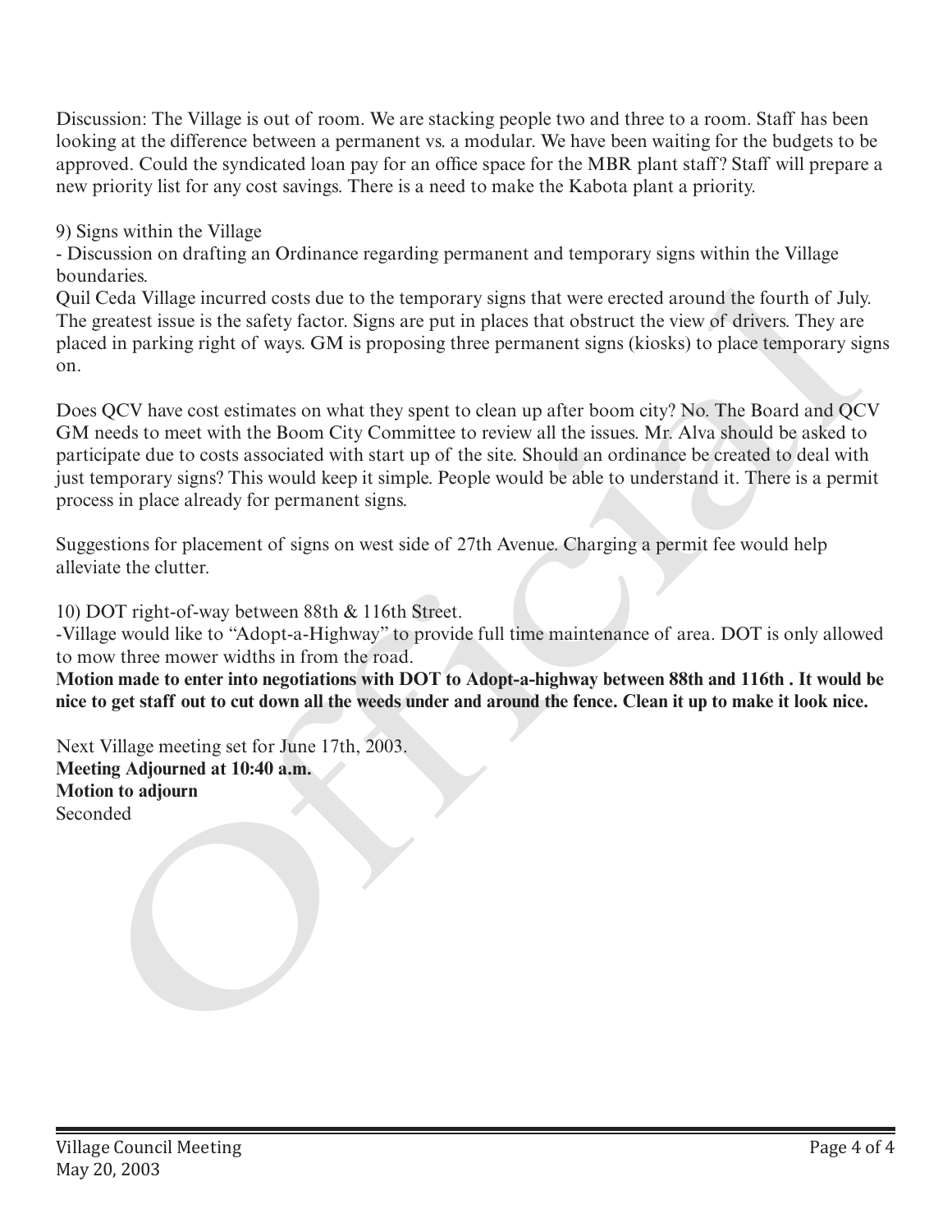Discussion: The Village is out of room. We are stacking people two and three to a room. Staff has been looking at the difference between a permanent vs. a modular. We have been waiting for the budgets to be approved. Could the syndicated loan pay for an office space for the MBR plant staff? Staff will prepare a new priority list for any cost savings. There is a need to make the Kabota plant a priority.

9) Signs within the Village

- Discussion on drafting an Ordinance regarding permanent and temporary signs within the Village boundaries.

Quil Ceda Village incurred costs due to the temporary signs that were erected around the fourth of July. The greatest issue is the safety factor. Signs are put in places that obstruct the view of drivers. They are placed in parking right of ways. GM is proposing three permanent signs (kiosks) to place temporary signs on.

Does QCV have cost estimates on what they spent to clean up after boom city? No. The Board and QCV GM needs to meet with the Boom City Committee to review all the issues. Mr. Alva should be asked to participate due to costs associated with start up of the site. Should an ordinance be created to deal with just temporary signs? This would keep it simple. People would be able to understand it. There is a permit process in place already for permanent signs.

Suggestions for placement of signs on west side of 27th Avenue. Charging a permit fee would help alleviate the clutter.

10) DOT right-of-way between 88th & 116th Street.

-Village would like to "Adopt-a-Highway" to provide full time maintenance of area. DOT is only allowed to mow three mower widths in from the road.

**Motion made to enter into negotiations with DOT to Adopt-a-highway between 88th and 116th . It would be nice to get staff out to cut down all the weeds under and around the fence. Clean it up to make it look nice.**

Next Village meeting set for June 17th, 2003.

**Meeting Adjourned at 10:40 a.m.**

**Motion to adjourn**

Seconded